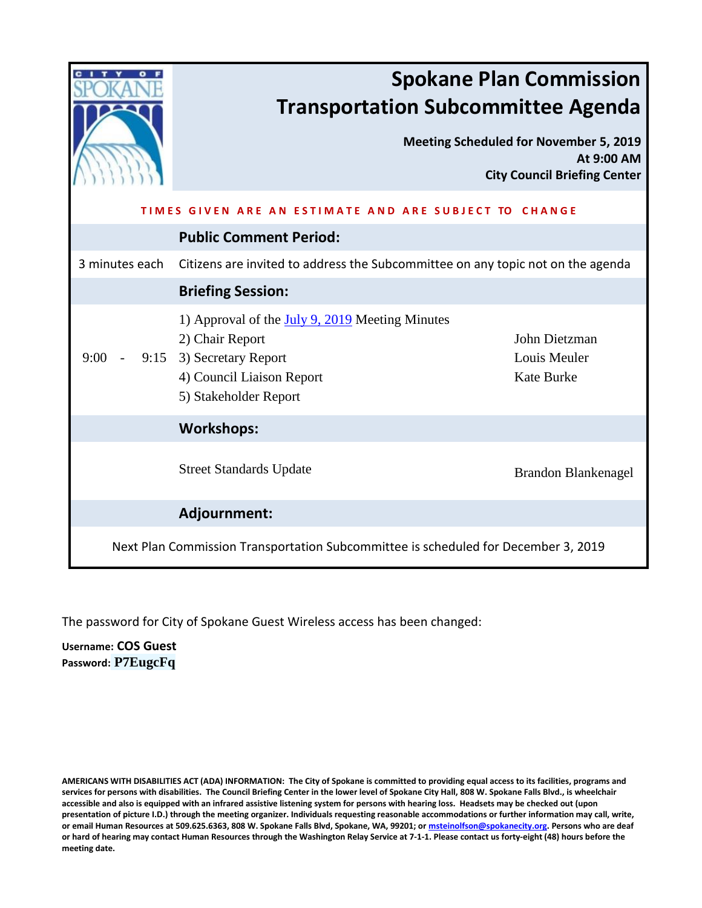# Spokane Plan Commission
# Transportation Subcommittee Agenda

**Meeting Scheduled for November 5, 2019**
**At 9:00 AM**
**City Council Briefing Center**

**TIMES GIVEN ARE AN ESTIMATE AND ARE SUBJECT TO CHANGE**

| | | |
|---|---|---|
| | **Public Comment Period:** | |
| 3 minutes each | Citizens are invited to address the Subcommittee on any topic not on the agenda | |
| | **Briefing Session:** | |
| 9:00 - 9:15 | 1) Approval of the July 9, 2019 Meeting Minutes<br>2) Chair Report<br>3) Secretary Report<br>4) Council Liaison Report<br>5) Stakeholder Report | <br>John Dietzman<br>Louis Meuler<br>Kate Burke |
| | **Workshops:** | |
| | Street Standards Update | Brandon Blankenagel |
| | **Adjournment:** | |
| | Next Plan Commission Transportation Subcommittee is scheduled for December 3, 2019 | |

The password for City of Spokane Guest Wireless access has been changed:

**Username: COS Guest**
**Password: P7EugcFq**

**AMERICANS WITH DISABILITIES ACT (ADA) INFORMATION: The City of Spokane is committed to providing equal access to its facilities, programs and services for persons with disabilities. The Council Briefing Center in the lower level of Spokane City Hall, 808 W. Spokane Falls Blvd., is wheelchair accessible and also is equipped with an infrared assistive listening system for persons with hearing loss. Headsets may be checked out (upon presentation of picture I.D.) through the meeting organizer. Individuals requesting reasonable accommodations or further information may call, write, or email Human Resources at 509.625.6363, 808 W. Spokane Falls Blvd, Spokane, WA, 99201; or msteinolfson@spokanecity.org. Persons who are deaf or hard of hearing may contact Human Resources through the Washington Relay Service at 7-1-1. Please contact us forty-eight (48) hours before the meeting date.**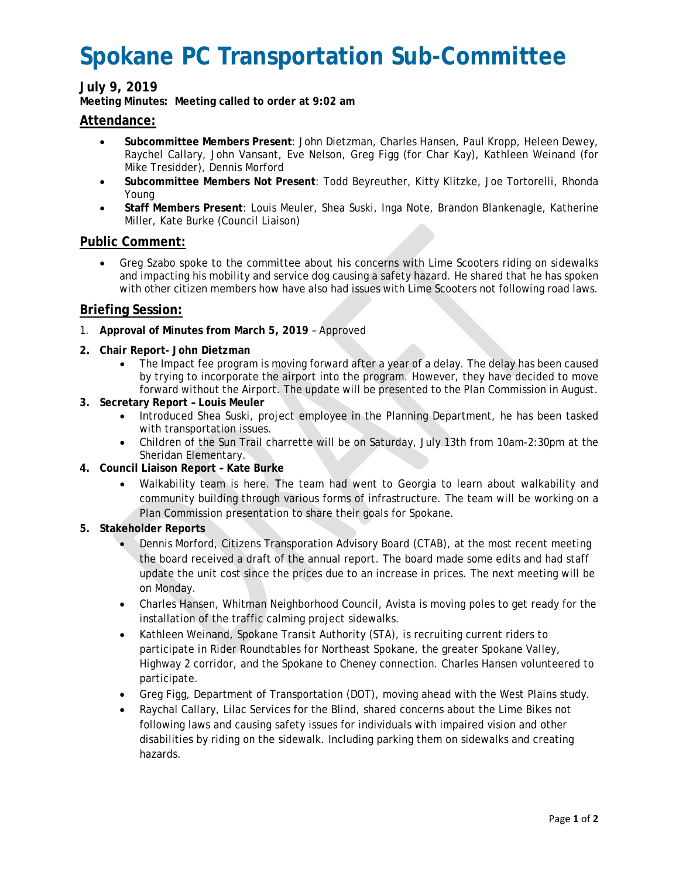# Spokane PC Transportation Sub-Committee

**July 9, 2019**

**Meeting Minutes: Meeting called to order at 9:02 am**

## Attendance:

- **Subcommittee Members Present**: John Dietzman, Charles Hansen, Paul Kropp, Heleen Dewey, Raychel Callary, John Vansant, Eve Nelson, Greg Figg (for Char Kay), Kathleen Weinand (for Mike Tresidder), Dennis Morford
- **Subcommittee Members Not Present**: Todd Beyreuther, Kitty Klitzke, Joe Tortorelli, Rhonda Young
- **Staff Members Present**: Louis Meuler, Shea Suski, Inga Note, Brandon Blankenagle, Katherine Miller, Kate Burke (Council Liaison)

## Public Comment:

- Greg Szabo spoke to the committee about his concerns with Lime Scooters riding on sidewalks and impacting his mobility and service dog causing a safety hazard. He shared that he has spoken with other citizen members how have also had issues with Lime Scooters not following road laws.

## Briefing Session:

1. **Approval of Minutes from March 5, 2019** – Approved
2. **Chair Report- John Dietzman**
   - The Impact fee program is moving forward after a year of a delay. The delay has been caused by trying to incorporate the airport into the program. However, they have decided to move forward without the Airport. The update will be presented to the Plan Commission in August.
3. **Secretary Report – Louis Meuler**
   - Introduced Shea Suski, project employee in the Planning Department, he has been tasked with transportation issues.
   - Children of the Sun Trail charrette will be on Saturday, July 13th from 10am-2:30pm at the Sheridan Elementary.
4. **Council Liaison Report – Kate Burke**
   - Walkability team is here. The team had went to Georgia to learn about walkability and community building through various forms of infrastructure. The team will be working on a Plan Commission presentation to share their goals for Spokane.
5. **Stakeholder Reports**
   - Dennis Morford, Citizens Transporation Advisory Board (CTAB), at the most recent meeting the board received a draft of the annual report. The board made some edits and had staff update the unit cost since the prices due to an increase in prices. The next meeting will be on Monday.
   - Charles Hansen, Whitman Neighborhood Council, Avista is moving poles to get ready for the installation of the traffic calming project sidewalks.
   - Kathleen Weinand, Spokane Transit Authority (STA), is recruiting current riders to participate in Rider Roundtables for Northeast Spokane, the greater Spokane Valley, Highway 2 corridor, and the Spokane to Cheney connection. Charles Hansen volunteered to participate.
   - Greg Figg, Department of Transportation (DOT), moving ahead with the West Plains study.
   - Raychal Callary, Lilac Services for the Blind, shared concerns about the Lime Bikes not following laws and causing safety issues for individuals with impaired vision and other disabilities by riding on the sidewalk. Including parking them on sidewalks and creating hazards.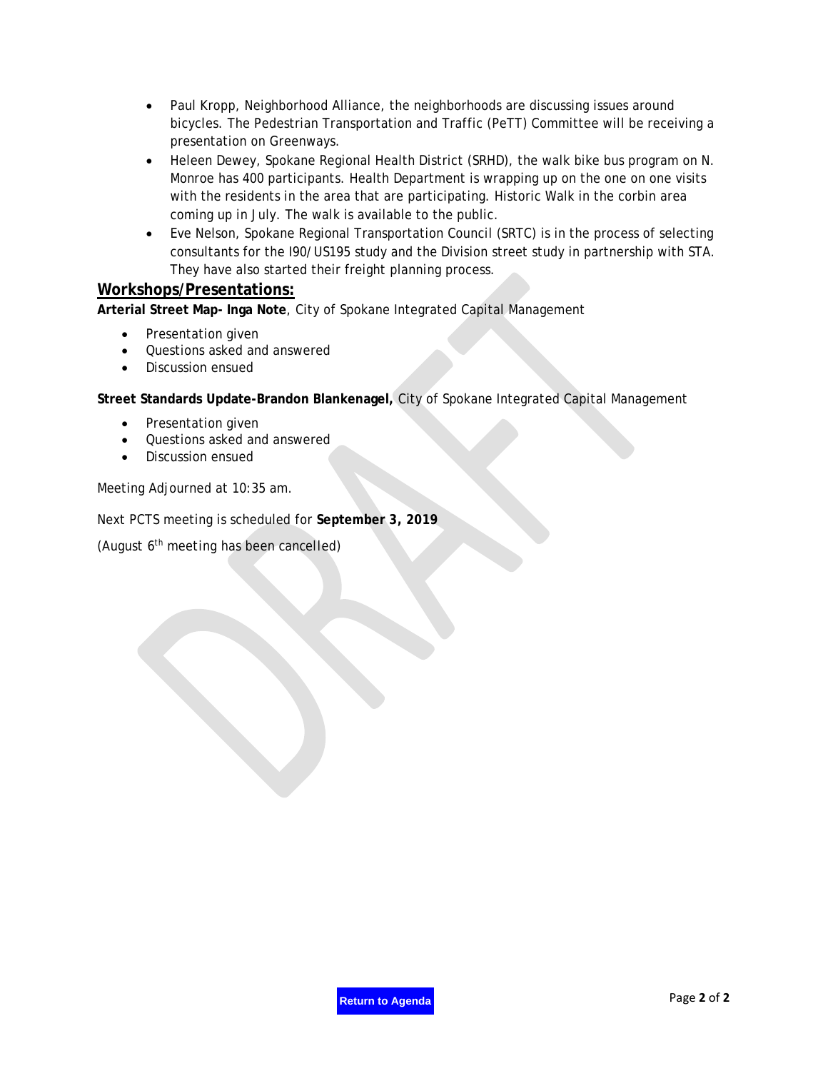- Paul Kropp, Neighborhood Alliance, the neighborhoods are discussing issues around bicycles. The Pedestrian Transportation and Traffic (PeTT) Committee will be receiving a presentation on Greenways.
- Heleen Dewey, Spokane Regional Health District (SRHD), the walk bike bus program on N. Monroe has 400 participants. Health Department is wrapping up on the one on one visits with the residents in the area that are participating. Historic Walk in the corbin area coming up in July. The walk is available to the public.
- Eve Nelson, Spokane Regional Transportation Council (SRTC) is in the process of selecting consultants for the I90/US195 study and the Division street study in partnership with STA. They have also started their freight planning process.

## Workshops/Presentations:

**Arterial Street Map- Inga Note**, City of Spokane Integrated Capital Management

- Presentation given
- Questions asked and answered
- Discussion ensued

**Street Standards Update-Brandon Blankenagel,** City of Spokane Integrated Capital Management

- Presentation given
- Questions asked and answered
- Discussion ensued

Meeting Adjourned at 10:35 am.

Next PCTS meeting is scheduled for **September 3, 2019**

(August 6th meeting has been cancelled)

Return to Agenda